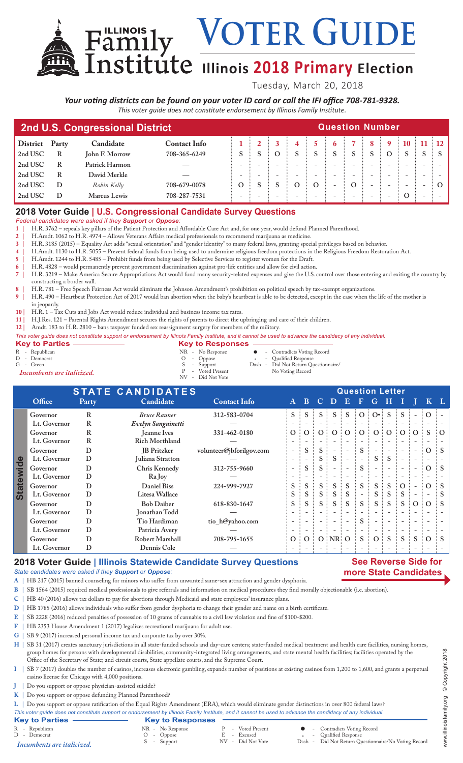# Illinois Family Institute — VOTER GUIDE

## Illinois 2018 Primary Election

Tuesday, March 20, 2018

***Your voting districts can be found on your voter ID card or call the IFI office 708-781-9328.***

*This voter guide does not constitute endorsement by Illinois Family Institute.*

## 2nd U.S. Congressional District

| District | Party | Candidate | Contact Info | 1 | 2 | 3 | 4 | 5 | 6 | 7 | 8 | 9 | 10 | 11 | 12 |
|---|---|---|---|---|---|---|---|---|---|---|---|---|---|---|---|
| | | | | Question Number | | | | | | | | | | | |
| 2nd USC | R | John F. Morrow | 708-365-6249 | S | S | O | S | S | S | S | S | O | S | S | S |
| 2nd USC | R | Patrick Harmon | — | - | - | - | - | - | - | - | - | - | - | - | - |
| 2nd USC | R | David Merkle | — | - | - | - | - | - | - | - | - | - | - | - | - |
| 2nd USC | D | *Robin Kelly* | 708-679-0078 | O | S | S | O | O | - | O | - | - | - | - | O |
| 2nd USC | D | Marcus Lewis | 708-287-7531 | - | - | - | - | - | - | - | - | - | O | - | - |

## 2018 Voter Guide | U.S. Congressional Candidate Survey Questions

*Federal candidates were asked if they **Support** or **Oppose**:*

1 | H.R. 3762 – repeals key pillars of the Patient Protection and Affordable Care Act and, for one year, would defund Planned Parenthood.
2 | H.Amdt. 1062 to H.R. 4974 – Allows Veterans Affairs medical professionals to recommend marijuana as medicine.
3 | H.R. 3185 (2015) – Equality Act adds "sexual orientation" and "gender identity" to many federal laws, granting special privileges based on behavior.
4 | H.Amdt. 1130 to H.R. 5055 – Prevent federal funds from being used to undermine religious freedom protections in the Religious Freedom Restoration Act.
5 | H.Amdt. 1244 to H.R. 5485 – Prohibit funds from being used by Selective Services to register women for the Draft.
6 | H.R. 4828 – would permanently prevent government discrimination against pro-life entities and allow for civil action.
7 | H.R. 3219 – Make America Secure Appropriations Act would fund many security-related expenses and give the U.S. control over those entering and exiting the country by constructing a border wall.
8 | H.R. 781 – Free Speech Fairness Act would eliminate the Johnson Amendment's prohibition on political speech by tax-exempt organizations.
9 | H.R. 490 – Heartbeat Protection Act of 2017 would ban abortion when the baby's heartbeat is able to be detected, except in the case when the life of the mother is in jeopardy.
10 | H.R. 1 – Tax Cuts and Jobs Act would reduce individual and business income tax rates.
11 | H.J.Res. 121 – Parental Rights Amendment secures the rights of parents to direct the upbringing and care of their children.
12 | Amdt. 183 to H.R. 2810 – bans taxpayer funded sex reassignment surgery for members of the military.

*This voter guide does not constitute support or endorsement by Illinois Family Institute, and it cannot be used to advance the candidacy of any individual.*

**Key to Parties**
R - Republican
D - Democrat
G - Green
*Incumbents are italicized.*

**Key to Responses**
NR - No Response
O - Oppose
S - Support
P - Voted Present
NV - Did Not Vote
● - Contradicts Voting Record
⁎ - Qualified Response
Dash - Did Not Return Questionnaire/No Voting Record

## STATE CANDIDATES

| | Office | Party | Candidate | Contact Info | A | B | C | D | E | F | G | H | I | J | K | L |
|---|---|---|---|---|---|---|---|---|---|---|---|---|---|---|---|---|
| | | | | | Question Letter | | | | | | | | | | | |
| Statewide | Governor | R | *Bruce Rauner* | 312-583-0704 | S | S | S | S | S | O | O● | S | S | - | O | - |
| | Lt. Governor | R | *Evelyn Sanguinetti* | — | - | - | - | - | - | - | - | - | - | - | - | - |
| | Governor | R | Jeanne Ives | 331-462-0180 | O | O | O | O | O | O | O | O | O | O | S | O |
| | Lt. Governor | R | Rich Morthland | — | - | - | - | - | - | - | - | - | - | - | - | - |
| | Governor | D | JB Pritzker | volunteer@jbforilgov.com | - | S | S | - | - | S | - | - | - | - | O | S |
| | Lt. Governor | D | Juliana Stratton | | - | - | S | S | - | - | S | S | - | - | - | - |
| | Governor | D | Chris Kennedy | 312-755-9660 | - | S | S | - | - | S | - | - | - | - | O | S |
| | Lt. Governor | D | Ra Joy | — | - | - | - | - | - | - | - | - | - | - | - | - |
| | Governor | D | Daniel Biss | 224-999-7927 | S | S | S | S | S | S | S | S | O | - | O | S |
| | Lt. Governor | D | Litesa Wallace | | S | S | S | S | S | - | S | S | S | - | - | S |
| | Governor | D | Bob Daiber | 618-830-1647 | S | S | S | S | S | S | S | S | S | O | O | S |
| | Lt. Governor | D | Jonathan Todd | — | - | - | - | - | - | - | - | - | - | - | - | - |
| | Governor | D | Tio Hardiman | tio_h@yahoo.com | - | - | - | - | - | S | - | - | - | - | - | - |
| | Lt. Governor | D | Patricia Avery | — | - | - | - | - | - | - | - | - | - | - | - | - |
| | Governor | D | Robert Marshall | 708-795-1655 | O | O | O | NR | O | S | O | S | S | S | O | S |
| | Lt. Governor | D | Dennis Cole | — | - | - | - | - | - | - | - | - | - | - | - | - |

## 2018 Voter Guide | Illinois Statewide Candidate Survey Questions

**See Reverse Side for more State Candidates**

*State candidates were asked if they **Support** or **Oppose**:*

A | HB 217 (2015) banned counseling for minors who suffer from unwanted same-sex attraction and gender dysphoria.
B | SB 1564 (2015) required medical professionals to give referrals and information on medical procedures they find morally objectionable (i.e. abortion).
C | HB 40 (2016) allows tax dollars to pay for abortions through Medicaid and state employees' insurance plans.
D | HB 1785 (2016) allows individuals who suffer from gender dysphoria to change their gender and name on a birth certificate.
E | SB 2228 (2016) reduced penalties of possession of 10 grams of cannabis to a civil law violation and fine of $100-$200.
F | HB 2353 House Amendment 1 (2017) legalizes recreational marijuana for adult use.
G | SB 9 (2017) increased personal income tax and corporate tax by over 30%.
H | SB 31 (2017) creates sanctuary jurisdictions in all state-funded schools and day-care centers; state-funded medical treatment and health care facilities, nursing homes, group homes for persons with developmental disabilities, community-integrated living arrangements, and state mental health facilities; facilities operated by the Office of the Secretary of State; and circuit courts, State appellate courts, and the Supreme Court.
I | SB 7 (2017) doubles the number of casinos, increases electronic gambling, expands number of positions at existing casinos from 1,200 to 1,600, and grants a perpetual casino license for Chicago with 4,000 positions.
J | Do you support or oppose physician-assisted suicide?
K | Do you support or oppose defunding Planned Parenthood?
L | Do you support or oppose ratification of the Equal Rights Amendment (ERA), which would eliminate gender distinctions in over 800 federal laws?

*This voter guide does not constitute support or endorsement by Illinois Family Institute, and it cannot be used to advance the candidacy of any individual.*

**Key to Parties**
R - Republican
D - Democrat
*Incumbents are italicized.*

**Key to Responses**
NR - No Response
O - Oppose
S - Support
P - Voted Present
E - Excused
NV - Did Not Vote
● - Contradicts Voting Record
⁎ - Qualified Response
Dash - Did Not Return Questionnaire/No Voting Record

www.illinoisfamily.org © Copyright 2018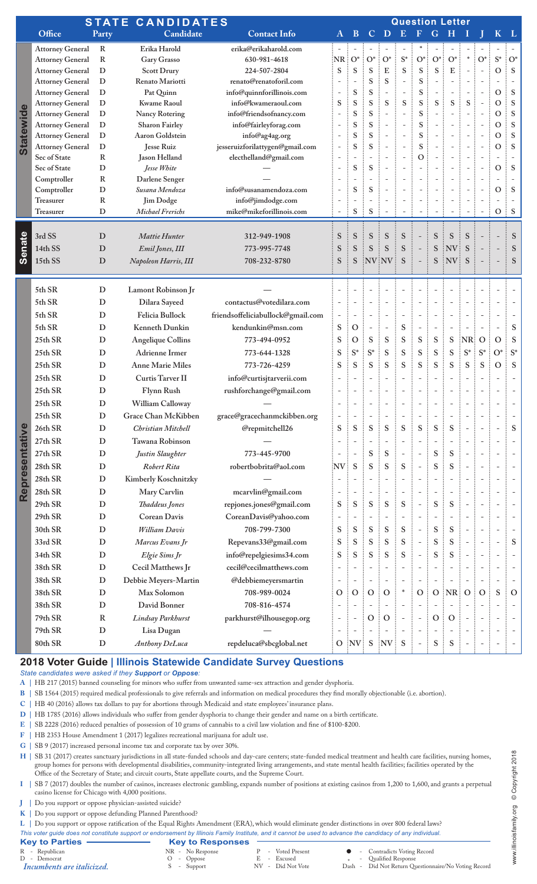# STATE CANDIDATES

| | Office | Party | Candidate | Contact Info | A | B | C | D | E | F | G | H | I | J | K | L |
|---|---|---|---|---|---|---|---|---|---|---|---|---|---|---|---|---|
| Statewide | Attorney General | R | Erika Harold | erika@erikaharold.com | - | - | - | - | - | * | - | - | - | - | - | - |
| | Attorney General | R | Gary Grasso | 630-981-4618 | NR | O* | O* | O* | S* | O* | O* | O* | * | O* | S* | O* |
| | Attorney General | D | Scott Drury | 224-507-2804 | S | S | S | E | S | S | S | E | - | - | O | S |
| | Attorney General | D | Renato Mariotti | renato@renatoforil.com | - | - | S | S | - | S | - | - | - | - | - | - |
| | Attorney General | D | Pat Quinn | info@quinnforillinois.com | - | S | S | - | - | S | - | - | - | - | O | S |
| | Attorney General | D | Kwame Raoul | info@kwameraoul.com | S | S | S | S | S | S | S | S | S | - | O | S |
| | Attorney General | D | Nancy Rotering | info@friendsofnancy.com | - | S | S | - | - | S | - | - | - | - | O | S |
| | Attorney General | D | Sharon Fairley | info@fairleyforag.com | - | S | S | - | - | S | - | - | - | - | O | S |
| | Attorney General | D | Aaron Goldstein | info@ag4ag.org | - | S | S | - | - | S | - | - | - | - | O | S |
| | Attorney General | D | Jesse Ruiz | jesseruizforilattygen@gmail.com | - | S | S | - | - | S | - | - | - | - | O | S |
| | Sec of State | R | Jason Helland | electhelland@gmail.com | - | - | - | - | - | O | - | - | - | - | - | - |
| | Sec of State | D | *Jesse White* | — | - | S | S | - | - | - | - | - | - | - | O | S |
| | Comptroller | R | Darlene Senger | — | - | - | - | - | - | - | - | - | - | - | - | - |
| | Comptroller | D | *Susana Mendoza* | info@susanamendoza.com | - | S | S | - | - | - | - | - | - | - | O | S |
| | Treasurer | R | Jim Dodge | info@jimdodge.com | - | - | - | - | - | - | - | - | - | - | - | - |
| | Treasurer | D | *Michael Frerichs* | mike@mikeforillinois.com | - | S | S | - | - | - | - | - | - | - | O | S |
| Senate | 3rd SS | D | *Mattie Hunter* | 312-949-1908 | S | S | S | S | S | - | S | S | S | - | - | S |
| | 14th SS | D | *Emil Jones, III* | 773-995-7748 | S | S | S | S | S | - | S | NV | S | - | - | S |
| | 15th SS | D | *Napoleon Harris, III* | 708-232-8780 | S | S | NV | NV | S | - | S | NV | S | - | - | S |
| Representative | 5th SR | D | Lamont Robinson Jr | — | - | - | - | - | - | - | - | - | - | - | - | - |
| | 5th SR | D | Dilara Sayeed | contactus@votedilara.com | - | - | - | - | - | - | - | - | - | - | - | - |
| | 5th SR | D | Felicia Bullock | friendsoffeliciabullock@gmail.com | - | - | - | - | - | - | - | - | - | - | - | - |
| | 5th SR | D | Kenneth Dunkin | kendunkin@msn.com | S | O | - | - | S | - | - | - | - | - | - | S |
| | 25th SR | D | Angelique Collins | 773-494-0952 | S | O | S | S | S | S | S | S | NR | O | O | S |
| | 25th SR | D | Adrienne Irmer | 773-644-1328 | S | S* | S* | S | S | S | S | S | S* | S* | O* | S* |
| | 25th SR | D | Anne Marie Miles | 773-726-4259 | S | S | S | S | S | S | S | S | S | S | O | S |
| | 25th SR | D | Curtis Tarver II | info@curtisjtarverii.com | - | - | - | - | - | - | - | - | - | - | - | - |
| | 25th SR | D | Flynn Rush | rushforchange@gmail.com | - | - | - | - | - | - | - | - | - | - | - | - |
| | 25th SR | D | William Calloway | — | - | - | - | - | - | - | - | - | - | - | - | - |
| | 25th SR | D | Grace Chan McKibben | grace@gracechanmckibben.org | - | - | - | - | - | - | - | - | - | - | - | - |
| | 26th SR | D | *Christian Mitchell* | @repmitchell26 | S | S | S | S | S | S | S | S | - | - | - | S |
| | 27th SR | D | Tawana Robinson | — | - | - | - | - | - | - | - | - | - | - | - | - |
| | 27th SR | D | *Justin Slaughter* | 773-445-9700 | - | - | S | S | - | - | S | S | - | - | - | - |
| | 28th SR | D | *Robert Rita* | robertbobrita@aol.com | NV | S | S | S | S | - | S | S | - | - | - | - |
| | 28th SR | D | Kimberly Koschnitzky | — | - | - | - | - | - | - | - | - | - | - | - | - |
| | 28th SR | D | Mary Carvlin | mcarvlin@gmail.com | - | - | - | - | - | - | - | - | - | - | - | - |
| | 29th SR | D | *Thaddeus Jones* | repjones.jones@gmail.com | S | S | S | S | S | - | S | S | - | - | - | - |
| | 29th SR | D | Corean Davis | CoreanDavis@yahoo.com | - | - | - | - | - | - | - | - | - | - | - | - |
| | 30th SR | D | *William Davis* | 708-799-7300 | S | S | S | S | S | - | S | S | - | - | - | - |
| | 33rd SR | D | *Marcus Evans Jr* | Repevans33@gmail.com | S | S | S | S | S | - | S | S | - | - | - | S |
| | 34th SR | D | *Elgie Sims Jr* | info@repelgiesims34.com | S | S | S | S | S | - | S | S | - | - | - | - |
| | 38th SR | D | Cecil Matthews Jr | cecil@cecilmatthews.com | - | - | - | - | - | - | - | - | - | - | - | - |
| | 38th SR | D | Debbie Meyers-Martin | @debbiemeyersmartin | - | - | - | - | - | - | - | - | - | - | - | - |
| | 38th SR | D | Max Solomon | 708-989-0024 | O | O | O | O | * | O | O | NR | O | O | S | O |
| | 38th SR | D | David Bonner | 708-816-4574 | - | - | - | - | - | - | - | - | - | - | - | - |
| | 79th SR | R | *Lindsay Parkhurst* | parkhurst@ilhousegop.org | - | - | O | O | - | - | O | O | - | - | - | - |
| | 79th SR | D | Lisa Dugan | — | - | - | - | - | - | - | - | - | - | - | - | - |
| | 80th SR | D | *Anthony DeLuca* | repdeluca@sbcglobal.net | O | NV | S | NV | S | - | S | S | - | - | - | - |

## 2018 Voter Guide | Illinois Statewide Candidate Survey Questions

*State candidates were asked if they **Support** or **Oppose**:*

**A** | HB 217 (2015) banned counseling for minors who suffer from unwanted same-sex attraction and gender dysphoria.

**B** | SB 1564 (2015) required medical professionals to give referrals and information on medical procedures they find morally objectionable (i.e. abortion).

**C** | HB 40 (2016) allows tax dollars to pay for abortions through Medicaid and state employees' insurance plans.

**D** | HB 1785 (2016) allows individuals who suffer from gender dysphoria to change their gender and name on a birth certificate.

**E** | SB 2228 (2016) reduced penalties of possession of 10 grams of cannabis to a civil law violation and fine of $100-$200.

**F** | HB 2353 House Amendment 1 (2017) legalizes recreational marijuana for adult use.

**G** | SB 9 (2017) increased personal income tax and corporate tax by over 30%.

**H** | SB 31 (2017) creates sanctuary jurisdictions in all state-funded schools and day-care centers; state-funded medical treatment and health care facilities, nursing homes, group homes for persons with developmental disabilities, community-integrated living arrangements, and state mental health facilities; facilities operated by the Office of the Secretary of State; and circuit courts, State appellate courts, and the Supreme Court.

**I** | SB 7 (2017) doubles the number of casinos, increases electronic gambling, expands number of positions at existing casinos from 1,200 to 1,600, and grants a perpetual casino license for Chicago with 4,000 positions.

**J** | Do you support or oppose physician-assisted suicide?

**K** | Do you support or oppose defunding Planned Parenthood?

**L** | Do you support or oppose ratification of the Equal Rights Amendment (ERA), which would eliminate gender distinctions in over 800 federal laws?

*This voter guide does not constitute support or endorsement by Illinois Family Institute, and it cannot be used to advance the candidacy of any individual.*

**Key to Parties**

- R - Republican
- D - Democrat
- *Incumbents are italicized.*

**Key to Responses**

- NR - No Response
- O - Oppose
- S - Support
- P - Voted Present
- E - Excused
- NV - Did Not Vote
- ● - Contradicts Voting Record
- \* - Qualified Response
- Dash - Did Not Return Questionnaire/No Voting Record

www.illinoisfamily.org © Copyright 2018